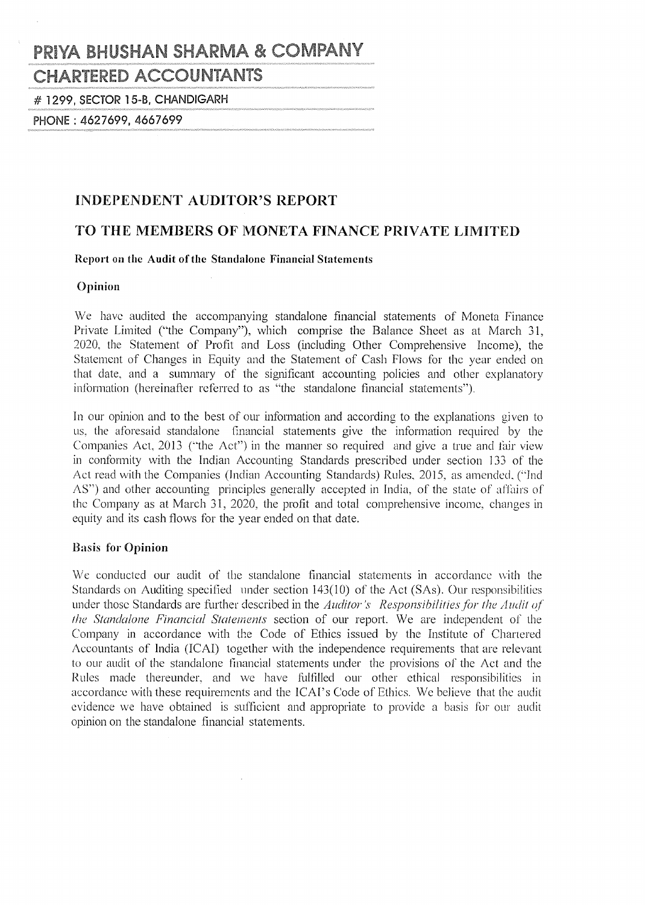# PRIYA BHUSHAN SHARMA & COMPANY

## CHARTERED ACCOUNTANTS

# 1299, SECTOR 15-B, CHANDIGARH

PHONE : 4627699, 4667699

## INDEPENDENT AUDITOR'S REPORT

## TO THE MEMBERS OF MONETA FINANCE PRIVATE LIMITED

**Report on the Audit of the Standalone Financial Statements**

### Opinion

We have audited the accompanying standalone financial statements of Moneta Finance Private Limited ("the Company"), which comprise the Balance Sheet as at March 31, 2020, the Statement of Profit and Loss (including Other Comprehensive Income), the Statement of Changes in Equity and the Statement of Cash Flows for the year ended on that date, and a summary of the significant accounting policies and other explanatory information (hereinafter referred to as "the standalone financial statements").

In our opinion and to the best of our information and according to the explanations given to us, the aforesaid standalone financial statements give the information required by the Companies Act, 2013 ("the Act") in the manner so required and give a true and fair view in conformity with the Indian Accounting Standards prescribed under section 133 of the Act read with the Companies (Indian Accounting Standards) Rules, 2015, as amended, ("Ind AS") and other accounting principles generally accepted in India, of the state of affairs of the Company as at March 31, 2020, the profit and total comprehensive income, changes in equity and its cash flows for the year ended on that date.

### Basis for Opinion

We conducted our audit of the standalone financial statements in accordance with the Standards on Auditing specified under section 143(10) of the Act (SAs). Our responsibilities under those Standards are further described in the *Auditor's Responsibilities for the Audit of the Standalone Financial Statements* section of our report. We are independent of the Company in accordance with the Code of Ethics issued by the Institute of Chartered Accountants of India (ICAI) together with the independence requirements that are relevant to our audit of the standalone financial statements under the provisions of the Act and the Rules made thereunder, and we have fulfilled our other ethical responsibilities in accordance with these requirements and the ICAI's Code of Ethics. We believe that the audit evidence we have obtained is sufficient and appropriate to provide a basis for our audit opinion on the standalone financial statements.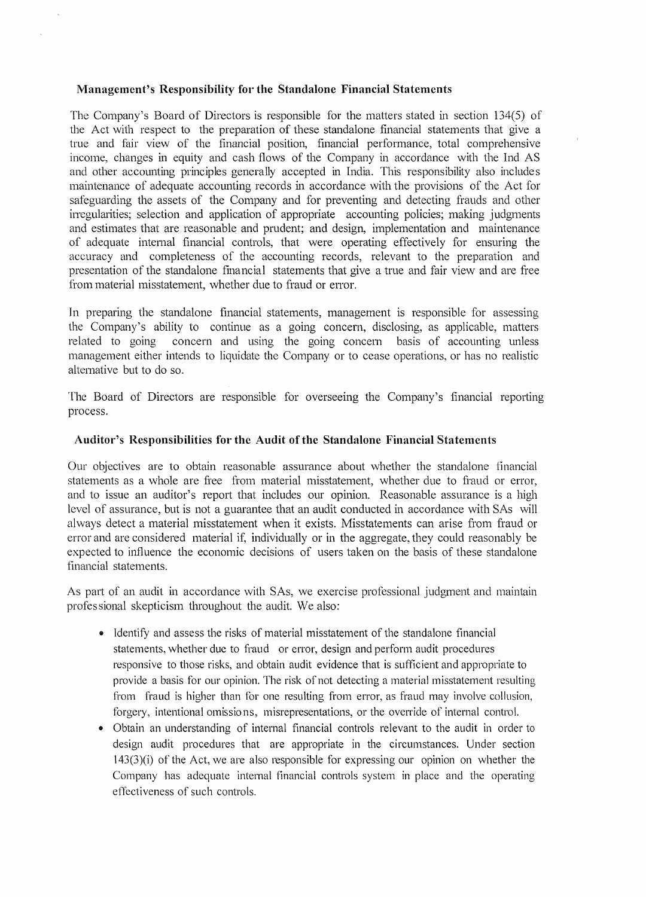### Management's Responsibility for the Standalone Financial Statements

The Company's Board of Directors is responsible for the matters stated in section 134(5) of the Act with respect to the preparation of these standalone financial statements that give a true and fair view of the financial position, financial performance, total comprehensive income, changes in equity and cash flows of the Company in accordance with the Ind AS and other accounting principles generally accepted in India. This responsibility also includes maintenance of adequate accounting records in accordance with the provisions of the Act for safeguarding the assets of the Company and for preventing and detecting frauds and other irregularities; selection and application of appropriate accounting policies; making judgments and estimates that are reasonable and prudent; and design, implementation and maintenance of adequate internal financial controls, that were operating effectively for ensuring the accuracy and completeness of the accounting records, relevant to the preparation and presentation of the standalone financial statements that give a true and fair view and are free from material misstatement, whether due to fraud or error.

In preparing the standalone financial statements, management is responsible for assessing the Company's ability to continue as a going concern, disclosing, as applicable, matters related to going concern and using the going concern basis of accounting unless management either intends to liquidate the Company or to cease operations, or has no realistic alternative but to do so.

The Board of Directors are responsible for overseeing the Company's financial reporting process.

### Auditor's Responsibilities for the Audit of the Standalone Financial Statements

Our objectives are to obtain reasonable assurance about whether the standalone financial statements as a whole are free from material misstatement, whether due to fraud or error, and to issue an auditor's report that includes our opinion. Reasonable assurance is a high level of assurance, but is not a guarantee that an audit conducted in accordance with SAs will always detect a material misstatement when it exists. Misstatements can arise from fraud or error and are considered material if, individually or in the aggregate, they could reasonably be expected to influence the economic decisions of users taken on the basis of these standalone financial statements.

As part of an audit in accordance with SAs, we exercise professional judgment and maintain professional skepticism throughout the audit. We also:

- Identify and assess the risks of material misstatement of the standalone financial statements, whether due to fraud or error, design and perform audit procedures responsive to those risks, and obtain audit evidence that is sufficient and appropriate to provide a basis for our opinion. The risk of not detecting a material misstatement resulting from fraud is higher than for one resulting from error, as fraud may involve collusion, forgery, intentional omissions, misrepresentations, or the override of internal control.
- Obtain an understanding of internal financial controls relevant to the audit in order to design audit procedures that are appropriate in the circumstances. Under section 143(3)(i) of the Act, we are also responsible for expressing our opinion on whether the Company has adequate internal financial controls system in place and the operating effectiveness of such controls.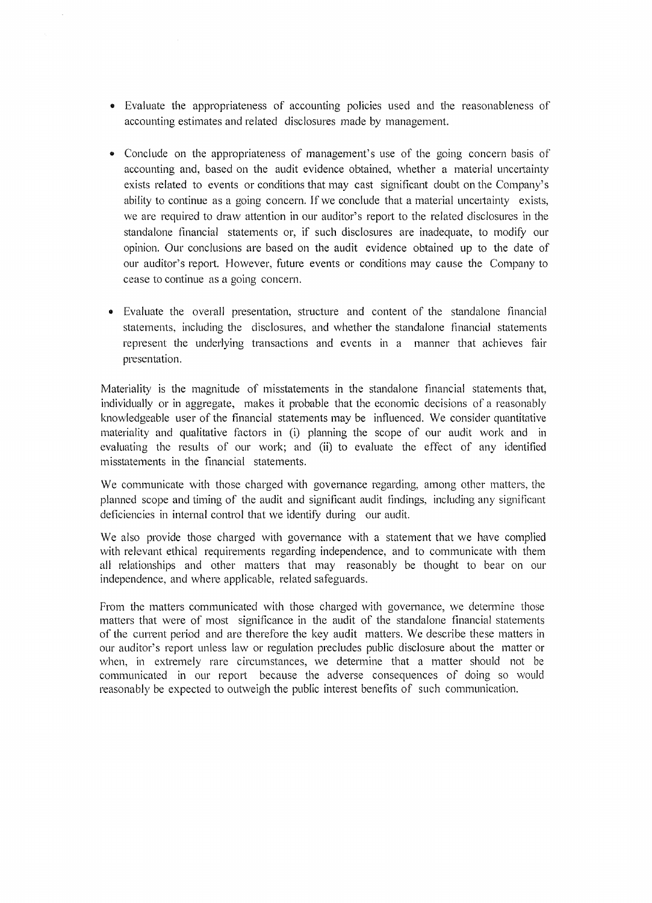- Evaluate the appropriateness of accounting policies used and the reasonableness of accounting estimates and related disclosures made by management.

- Conclude on the appropriateness of management's use of the going concern basis of accounting and, based on the audit evidence obtained, whether a material uncertainty exists related to events or conditions that may cast significant doubt on the Company's ability to continue as a going concern. If we conclude that a material uncertainty exists, we are required to draw attention in our auditor's report to the related disclosures in the standalone financial statements or, if such disclosures are inadequate, to modify our opinion. Our conclusions are based on the audit evidence obtained up to the date of our auditor's report. However, future events or conditions may cause the Company to cease to continue as a going concern.

- Evaluate the overall presentation, structure and content of the standalone financial statements, including the disclosures, and whether the standalone financial statements represent the underlying transactions and events in a manner that achieves fair presentation.

Materiality is the magnitude of misstatements in the standalone financial statements that, individually or in aggregate, makes it probable that the economic decisions of a reasonably knowledgeable user of the financial statements may be influenced. We consider quantitative materiality and qualitative factors in (i) planning the scope of our audit work and in evaluating the results of our work; and (ii) to evaluate the effect of any identified misstatements in the financial statements.

We communicate with those charged with governance regarding, among other matters, the planned scope and timing of the audit and significant audit findings, including any significant deficiencies in internal control that we identify during our audit.

We also provide those charged with governance with a statement that we have complied with relevant ethical requirements regarding independence, and to communicate with them all relationships and other matters that may reasonably be thought to bear on our independence, and where applicable, related safeguards.

From the matters communicated with those charged with governance, we determine those matters that were of most significance in the audit of the standalone financial statements of the current period and are therefore the key audit matters. We describe these matters in our auditor's report unless law or regulation precludes public disclosure about the matter or when, in extremely rare circumstances, we determine that a matter should not be communicated in our report because the adverse consequences of doing so would reasonably be expected to outweigh the public interest benefits of such communication.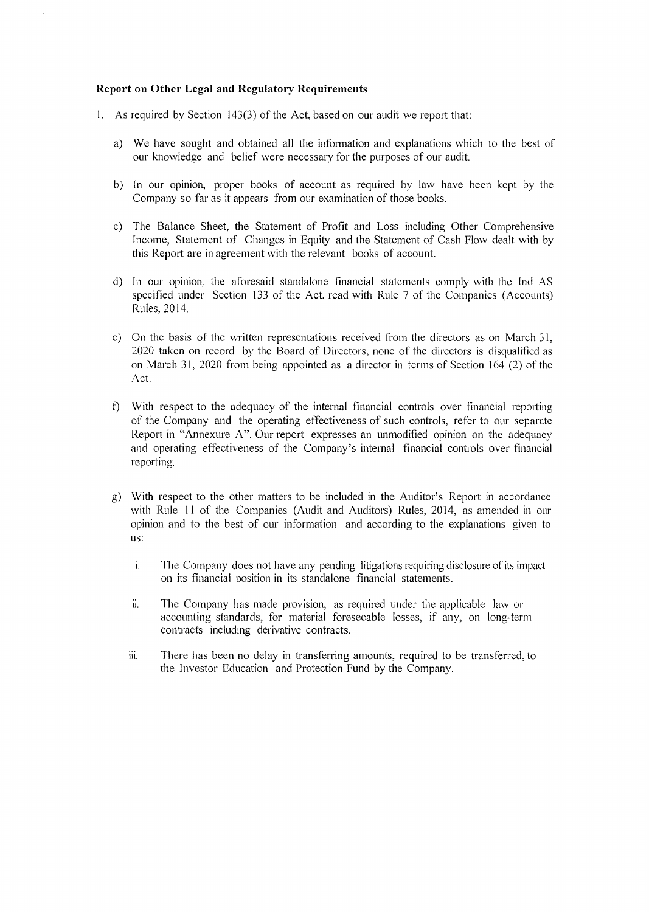**Report on Other Legal and Regulatory Requirements**

1. As required by Section 143(3) of the Act, based on our audit we report that:

   a) We have sought and obtained all the information and explanations which to the best of our knowledge and belief were necessary for the purposes of our audit.

   b) In our opinion, proper books of account as required by law have been kept by the Company so far as it appears from our examination of those books.

   c) The Balance Sheet, the Statement of Profit and Loss including Other Comprehensive Income, Statement of Changes in Equity and the Statement of Cash Flow dealt with by this Report are in agreement with the relevant books of account.

   d) In our opinion, the aforesaid standalone financial statements comply with the Ind AS specified under Section 133 of the Act, read with Rule 7 of the Companies (Accounts) Rules, 2014.

   e) On the basis of the written representations received from the directors as on March 31, 2020 taken on record by the Board of Directors, none of the directors is disqualified as on March 31, 2020 from being appointed as a director in terms of Section 164 (2) of the Act.

   f) With respect to the adequacy of the internal financial controls over financial reporting of the Company and the operating effectiveness of such controls, refer to our separate Report in "Annexure A". Our report expresses an unmodified opinion on the adequacy and operating effectiveness of the Company's internal financial controls over financial reporting.

   g) With respect to the other matters to be included in the Auditor's Report in accordance with Rule 11 of the Companies (Audit and Auditors) Rules, 2014, as amended in our opinion and to the best of our information and according to the explanations given to us:

      i. The Company does not have any pending litigations requiring disclosure of its impact on its financial position in its standalone financial statements.

      ii. The Company has made provision, as required under the applicable law or accounting standards, for material foreseeable losses, if any, on long-term contracts including derivative contracts.

      iii. There has been no delay in transferring amounts, required to be transferred, to the Investor Education and Protection Fund by the Company.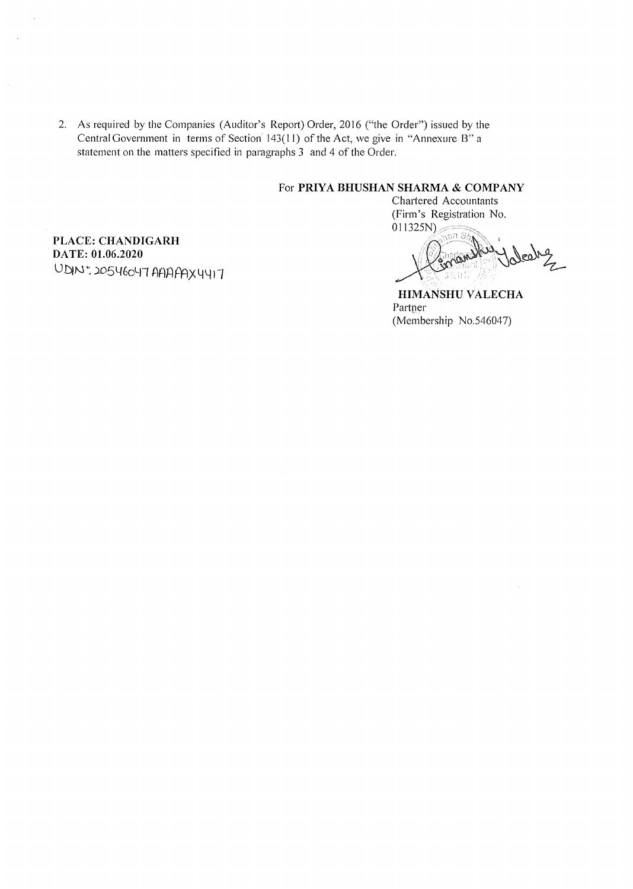2. As required by the Companies (Auditor's Report) Order, 2016 ("the Order") issued by the Central Government in terms of Section 143(11) of the Act, we give in "Annexure B" a statement on the matters specified in paragraphs 3 and 4 of the Order.

For **PRIYA BHUSHAN SHARMA & COMPANY**
Chartered Accountants
(Firm's Registration No. 011325N)

**PLACE: CHANDIGARH**
**DATE: 01.06.2020**
UDIN: 20546047AAAAAX4417

**HIMANSHU VALECHA**
Partner
(Membership No.546047)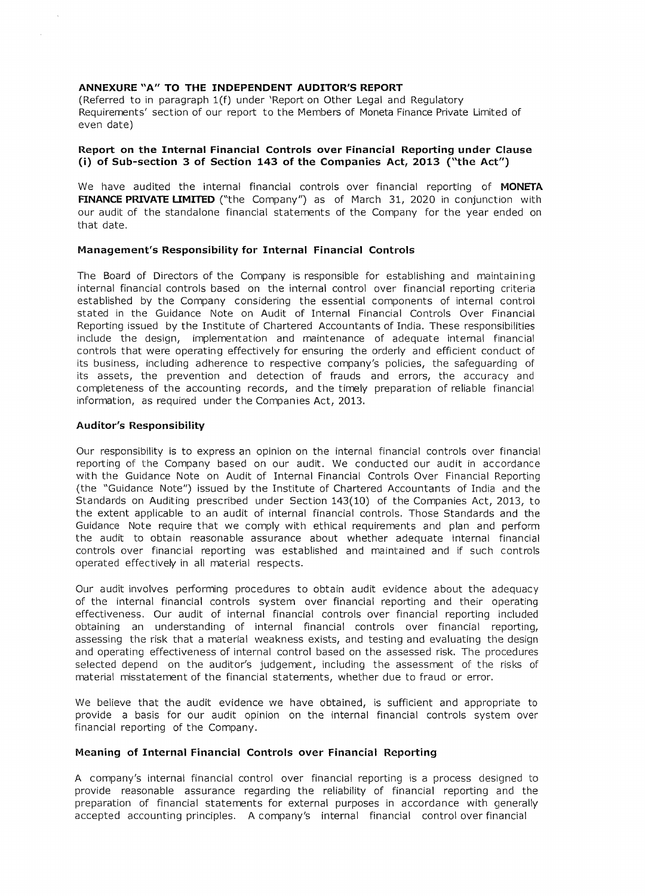## ANNEXURE "A" TO THE INDEPENDENT AUDITOR'S REPORT

(Referred to in paragraph 1(f) under 'Report on Other Legal and Regulatory Requirements' section of our report to the Members of Moneta Finance Private Limited of even date)

### Report on the Internal Financial Controls over Financial Reporting under Clause (i) of Sub-section 3 of Section 143 of the Companies Act, 2013 ("the Act")

We have audited the internal financial controls over financial reporting of **MONETA FINANCE PRIVATE LIMITED** ("the Company") as of March 31, 2020 in conjunction with our audit of the standalone financial statements of the Company for the year ended on that date.

### Management's Responsibility for Internal Financial Controls

The Board of Directors of the Company is responsible for establishing and maintaining internal financial controls based on the internal control over financial reporting criteria established by the Company considering the essential components of internal control stated in the Guidance Note on Audit of Internal Financial Controls Over Financial Reporting issued by the Institute of Chartered Accountants of India. These responsibilities include the design, implementation and maintenance of adequate internal financial controls that were operating effectively for ensuring the orderly and efficient conduct of its business, including adherence to respective company's policies, the safeguarding of its assets, the prevention and detection of frauds and errors, the accuracy and completeness of the accounting records, and the timely preparation of reliable financial information, as required under the Companies Act, 2013.

### Auditor's Responsibility

Our responsibility is to express an opinion on the internal financial controls over financial reporting of the Company based on our audit. We conducted our audit in accordance with the Guidance Note on Audit of Internal Financial Controls Over Financial Reporting (the "Guidance Note") issued by the Institute of Chartered Accountants of India and the Standards on Auditing prescribed under Section 143(10) of the Companies Act, 2013, to the extent applicable to an audit of internal financial controls. Those Standards and the Guidance Note require that we comply with ethical requirements and plan and perform the audit to obtain reasonable assurance about whether adequate internal financial controls over financial reporting was established and maintained and if such controls operated effectively in all material respects.

Our audit involves performing procedures to obtain audit evidence about the adequacy of the internal financial controls system over financial reporting and their operating effectiveness. Our audit of internal financial controls over financial reporting included obtaining an understanding of internal financial controls over financial reporting, assessing the risk that a material weakness exists, and testing and evaluating the design and operating effectiveness of internal control based on the assessed risk. The procedures selected depend on the auditor's judgement, including the assessment of the risks of material misstatement of the financial statements, whether due to fraud or error.

We believe that the audit evidence we have obtained, is sufficient and appropriate to provide a basis for our audit opinion on the internal financial controls system over financial reporting of the Company.

### Meaning of Internal Financial Controls over Financial Reporting

A company's internal financial control over financial reporting is a process designed to provide reasonable assurance regarding the reliability of financial reporting and the preparation of financial statements for external purposes in accordance with generally accepted accounting principles. A company's internal financial control over financial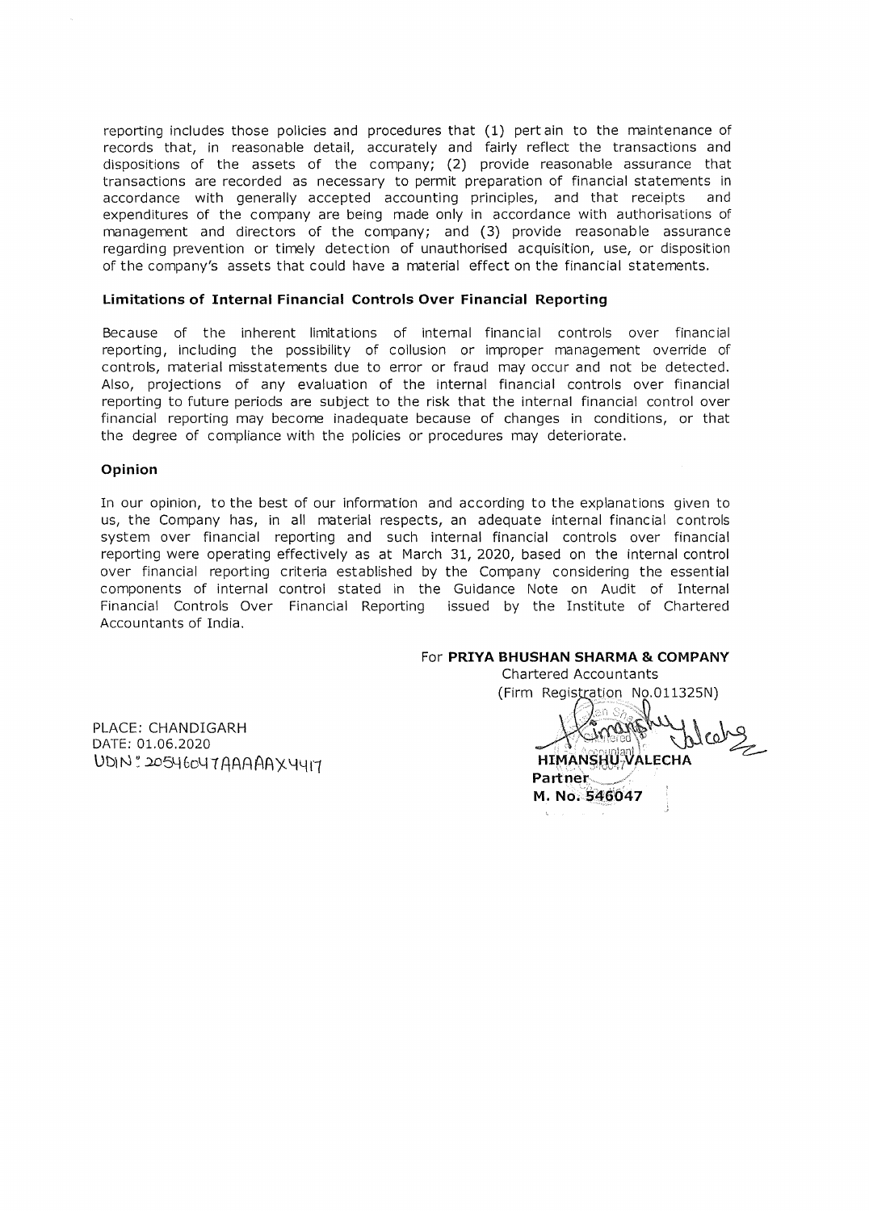reporting includes those policies and procedures that (1) pertain to the maintenance of records that, in reasonable detail, accurately and fairly reflect the transactions and dispositions of the assets of the company; (2) provide reasonable assurance that transactions are recorded as necessary to permit preparation of financial statements in accordance with generally accepted accounting principles, and that receipts and expenditures of the company are being made only in accordance with authorisations of management and directors of the company; and (3) provide reasonable assurance regarding prevention or timely detection of unauthorised acquisition, use, or disposition of the company's assets that could have a material effect on the financial statements.

**Limitations of Internal Financial Controls Over Financial Reporting**

Because of the inherent limitations of internal financial controls over financial reporting, including the possibility of collusion or improper management override of controls, material misstatements due to error or fraud may occur and not be detected. Also, projections of any evaluation of the internal financial controls over financial reporting to future periods are subject to the risk that the internal financial control over financial reporting may become inadequate because of changes in conditions, or that the degree of compliance with the policies or procedures may deteriorate.

**Opinion**

In our opinion, to the best of our information and according to the explanations given to us, the Company has, in all material respects, an adequate internal financial controls system over financial reporting and such internal financial controls over financial reporting were operating effectively as at March 31, 2020, based on the internal control over financial reporting criteria established by the Company considering the essential components of internal control stated in the Guidance Note on Audit of Internal Financial Controls Over Financial Reporting issued by the Institute of Chartered Accountants of India.

For **PRIYA BHUSHAN SHARMA & COMPANY**
Chartered Accountants
(Firm Registration No.011325N)

PLACE: CHANDIGARH
DATE: 01.06.2020
UDIN: 20546047AAAAAX4417

**HIMANSHU VALECHA**
**Partner**
**M. No. 546047**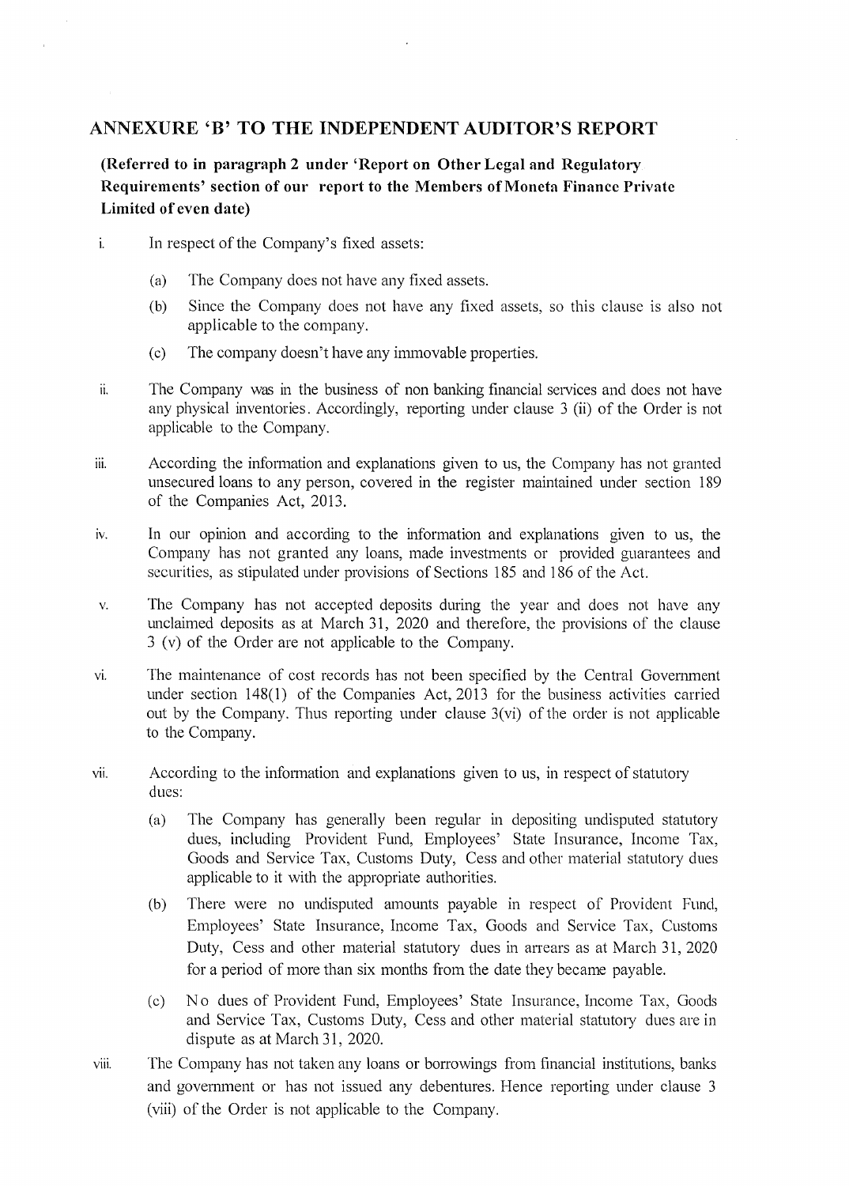## ANNEXURE 'B' TO THE INDEPENDENT AUDITOR'S REPORT

**(Referred to in paragraph 2 under 'Report on Other Legal and Regulatory Requirements' section of our report to the Members of Moneta Finance Private Limited of even date)**

i. In respect of the Company's fixed assets:

   (a) The Company does not have any fixed assets.

   (b) Since the Company does not have any fixed assets, so this clause is also not applicable to the company.

   (c) The company doesn't have any immovable properties.

ii. The Company was in the business of non banking financial services and does not have any physical inventories. Accordingly, reporting under clause 3 (ii) of the Order is not applicable to the Company.

iii. According the information and explanations given to us, the Company has not granted unsecured loans to any person, covered in the register maintained under section 189 of the Companies Act, 2013.

iv. In our opinion and according to the information and explanations given to us, the Company has not granted any loans, made investments or provided guarantees and securities, as stipulated under provisions of Sections 185 and 186 of the Act.

v. The Company has not accepted deposits during the year and does not have any unclaimed deposits as at March 31, 2020 and therefore, the provisions of the clause 3 (v) of the Order are not applicable to the Company.

vi. The maintenance of cost records has not been specified by the Central Government under section 148(1) of the Companies Act, 2013 for the business activities carried out by the Company. Thus reporting under clause 3(vi) of the order is not applicable to the Company.

vii. According to the information and explanations given to us, in respect of statutory dues:

   (a) The Company has generally been regular in depositing undisputed statutory dues, including Provident Fund, Employees' State Insurance, Income Tax, Goods and Service Tax, Customs Duty, Cess and other material statutory dues applicable to it with the appropriate authorities.

   (b) There were no undisputed amounts payable in respect of Provident Fund, Employees' State Insurance, Income Tax, Goods and Service Tax, Customs Duty, Cess and other material statutory dues in arrears as at March 31, 2020 for a period of more than six months from the date they became payable.

   (c) No dues of Provident Fund, Employees' State Insurance, Income Tax, Goods and Service Tax, Customs Duty, Cess and other material statutory dues are in dispute as at March 31, 2020.

viii. The Company has not taken any loans or borrowings from financial institutions, banks and government or has not issued any debentures. Hence reporting under clause 3 (viii) of the Order is not applicable to the Company.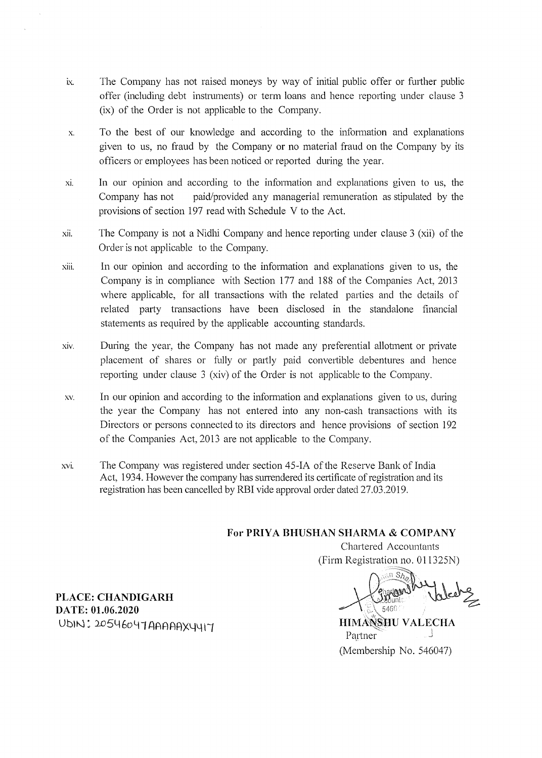ix. The Company has not raised moneys by way of initial public offer or further public offer (including debt instruments) or term loans and hence reporting under clause 3 (ix) of the Order is not applicable to the Company.

x. To the best of our knowledge and according to the information and explanations given to us, no fraud by the Company or no material fraud on the Company by its officers or employees has been noticed or reported during the year.

xi. In our opinion and according to the information and explanations given to us, the Company has not paid/provided any managerial remuneration as stipulated by the provisions of section 197 read with Schedule V to the Act.

xii. The Company is not a Nidhi Company and hence reporting under clause 3 (xii) of the Order is not applicable to the Company.

xiii. In our opinion and according to the information and explanations given to us, the Company is in compliance with Section 177 and 188 of the Companies Act, 2013 where applicable, for all transactions with the related parties and the details of related party transactions have been disclosed in the standalone financial statements as required by the applicable accounting standards.

xiv. During the year, the Company has not made any preferential allotment or private placement of shares or fully or partly paid convertible debentures and hence reporting under clause 3 (xiv) of the Order is not applicable to the Company.

xv. In our opinion and according to the information and explanations given to us, during the year the Company has not entered into any non-cash transactions with its Directors or persons connected to its directors and hence provisions of section 192 of the Companies Act, 2013 are not applicable to the Company.

xvi. The Company was registered under section 45-IA of the Reserve Bank of India Act, 1934. However the company has surrendered its certificate of registration and its registration has been cancelled by RBI vide approval order dated 27.03.2019.

**For PRIYA BHUSHAN SHARMA & COMPANY**
Chartered Accountants
(Firm Registration no. 011325N)

**HIMANSHU VALECHA**
Partner
(Membership No. 546047)

**PLACE: CHANDIGARH**
**DATE: 01.06.2020**
UDIN: 20546047AAAAAX4417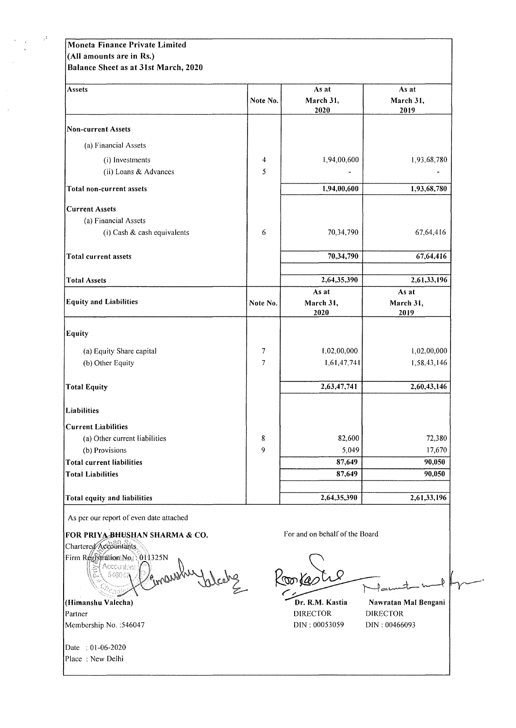**Moneta Finance Private Limited**
**(All amounts are in Rs.)**
**Balance Sheet as at 31st March, 2020**

| Assets | Note No. | As at March 31, 2020 | As at March 31, 2019 |
|---|---|---|---|
| **Non-current Assets** | | | |
| (a) Financial Assets | | | |
| (i) Investments | 4 | 1,94,00,600 | 1,93,68,780 |
| (ii) Loans & Advances | 5 | - | - |
| **Total non-current assets** | | **1,94,00,600** | **1,93,68,780** |
| **Current Assets** | | | |
| (a) Financial Assets | | | |
| (i) Cash & cash equivalents | 6 | 70,34,790 | 67,64,416 |
| **Total current assets** | | **70,34,790** | **67,64,416** |
| **Total Assets** | | **2,64,35,390** | **2,61,33,196** |

| Equity and Liabilities | Note No. | As at March 31, 2020 | As at March 31, 2019 |
|---|---|---|---|
| **Equity** | | | |
| (a) Equity Share capital | 7 | 1,02,00,000 | 1,02,00,000 |
| (b) Other Equity | 7 | 1,61,47,741 | 1,58,43,146 |
| **Total Equity** | | **2,63,47,741** | **2,60,43,146** |
| **Liabilities** | | | |
| **Current Liabilities** | | | |
| (a) Other current liabilities | 8 | 82,600 | 72,380 |
| (b) Provisions | 9 | 5,049 | 17,670 |
| **Total current liabilities** | | **87,649** | **90,050** |
| **Total Liabilities** | | **87,649** | **90,050** |
| **Total equity and liabilities** | | **2,64,35,390** | **2,61,33,196** |

As per our report of even date attached

**FOR PRIYA BHUSHAN SHARMA & CO.**
Chartered Accountants
Firm Registration No.: 011325N

**(Himanshu Valecha)**
Partner
Membership No. :546047

Date : 01-06-2020
Place : New Delhi

For and on behalf of the Board

**Dr. R.M. Kastia**
DIRECTOR
DIN : 00053059

**Nawratan Mal Bengani**
DIRECTOR
DIN : 00466093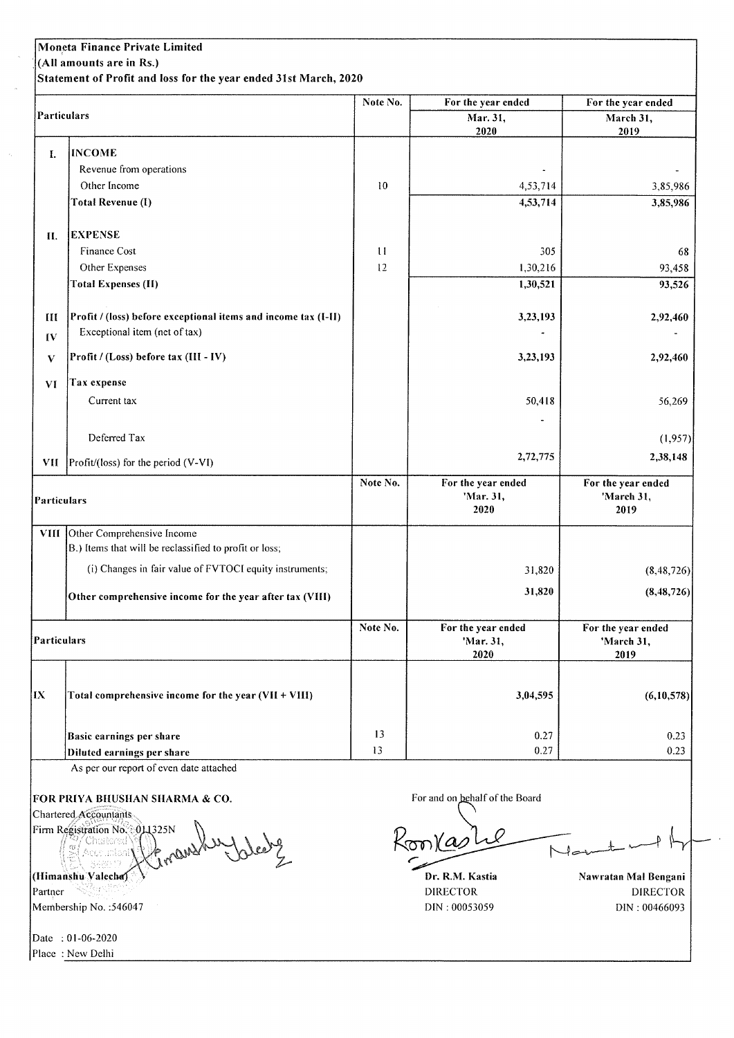**Moneta Finance Private Limited**

**(All amounts are in Rs.)**

**Statement of Profit and loss for the year ended 31st March, 2020**

| | Particulars | Note No. | For the year ended Mar. 31, 2020 | For the year ended March 31, 2019 |
|---|---|---|---|---|
| I. | **INCOME** | | | |
| | Revenue from operations | | - | - |
| | Other Income | 10 | 4,53,714 | 3,85,986 |
| | **Total Revenue (I)** | | **4,53,714** | **3,85,986** |
| II. | **EXPENSE** | | | |
| | Finance Cost | 11 | 305 | 68 |
| | Other Expenses | 12 | 1,30,216 | 93,458 |
| | **Total Expenses (II)** | | **1,30,521** | **93,526** |
| III | **Profit / (loss) before exceptional items and income tax (I-II)** | | **3,23,193** | **2,92,460** |
| IV | Exceptional item (net of tax) | | - | - |
| V | **Profit / (Loss) before tax (III - IV)** | | **3,23,193** | **2,92,460** |
| VI | **Tax expense** | | | |
| | Current tax | | 50,418 | 56,269 |
| | | | - | |
| | Deferred Tax | | | (1,957) |
| VII | Profit/(loss) for the period (V-VI) | | 2,72,775 | 2,38,148 |

| | Particulars | Note No. | For the year ended 'Mar. 31, 2020 | For the year ended 'March 31, 2019 |
|---|---|---|---|---|
| VIII | Other Comprehensive Income<br>B.) Items that will be reclassified to profit or loss; | | | |
| | (i) Changes in fair value of FVTOCI equity instruments; | | 31,820 | (8,48,726) |
| | **Other comprehensive income for the year after tax (VIII)** | | 31,820 | (8,48,726) |

| | Particulars | Note No. | For the year ended 'Mar. 31, 2020 | For the year ended 'March 31, 2019 |
|---|---|---|---|---|
| IX | **Total comprehensive income for the year (VII + VIII)** | | **3,04,595** | **(6,10,578)** |
| | **Basic earnings per share** | 13 | 0.27 | 0.23 |
| | **Diluted earnings per share** | 13 | 0.27 | 0.23 |

As per our report of even date attached

**FOR PRIYA BHUSHAN SHARMA & CO.**
Chartered Accountants
Firm Registration No.: 011325N

**(Himanshu Valecha)**
Partner
Membership No. :546047

Date : 01-06-2020
Place : New Delhi

For and on behalf of the Board

**Dr. R.M. Kastia**
DIRECTOR
DIN : 00053059

**Nawratan Mal Bengani**
DIRECTOR
DIN : 00466093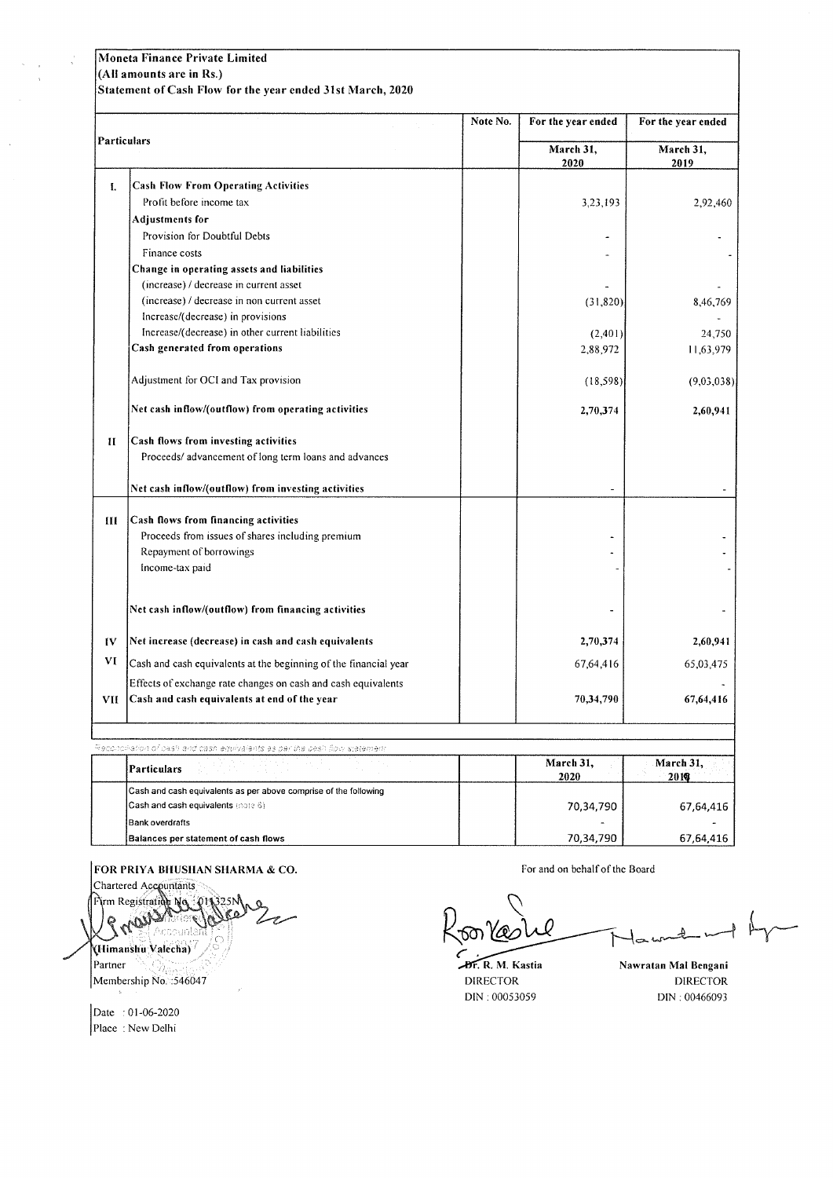**Moneta Finance Private Limited**
**(All amounts are in Rs.)**
**Statement of Cash Flow for the year ended 31st March, 2020**

| | Particulars | Note No. | For the year ended March 31, 2020 | For the year ended March 31, 2019 |
|---|---|---|---|---|
| **I.** | **Cash Flow From Operating Activities** | | | |
| | Profit before income tax | | 3,23,193 | 2,92,460 |
| | **Adjustments for** | | | |
| | Provision for Doubtful Debts | | - | - |
| | Finance costs | | - | - |
| | **Change in operating assets and liabilities** | | | |
| | (increase) / decrease in current asset | | - | - |
| | (increase) / decrease in non current asset | | (31,820) | 8,46,769 |
| | Increase/(decrease) in provisions | | | - |
| | Increase/(decrease) in other current liabilities | | (2,401) | 24,750 |
| | **Cash generated from operations** | | 2,88,972 | 11,63,979 |
| | Adjustment for OCI and Tax provision | | (18,598) | (9,03,038) |
| | **Net cash inflow/(outflow) from operating activities** | | **2,70,374** | **2,60,941** |
| **II** | **Cash flows from investing activities** | | | |
| | Proceeds/ advancement of long term loans and advances | | | |
| | **Net cash inflow/(outflow) from investing activities** | | - | - |
| **III** | **Cash flows from financing activities** | | | |
| | Proceeds from issues of shares including premium | | - | - |
| | Repayment of borrowings | | - | - |
| | Income-tax paid | | - | - |
| | **Net cash inflow/(outflow) from financing activities** | | - | - |
| **IV** | **Net increase (decrease) in cash and cash equivalents** | | **2,70,374** | **2,60,941** |
| **VI** | Cash and cash equivalents at the beginning of the financial year | | 67,64,416 | 65,03,475 |
| | Effects of exchange rate changes on cash and cash equivalents | | | - |
| **VII** | **Cash and cash equivalents at end of the year** | | **70,34,790** | **67,64,416** |

Reconciliation of cash and cash equivalents as per the cash flow statement

| | Particulars | | March 31, 2020 | March 31, 2019 |
|---|---|---|---|---|
| | Cash and cash equivalents as per above comprise of the following | | | |
| | Cash and cash equivalents (note 6) | | 70,34,790 | 67,64,416 |
| | Bank overdrafts | | - | - |
| | **Balances per statement of cash flows** | | 70,34,790 | 67,64,416 |

**FOR PRIYA BHUSHAN SHARMA & CO.**
Chartered Accountants
Firm Registration No.: 011325N

**(Himanshu Valecha)**
Partner
Membership No. :546047

Date : 01-06-2020
Place : New Delhi

For and on behalf of the Board

**Dr. R. M. Kastia**
DIRECTOR
DIN : 00053059

**Nawratan Mal Bengani**
DIRECTOR
DIN : 00466093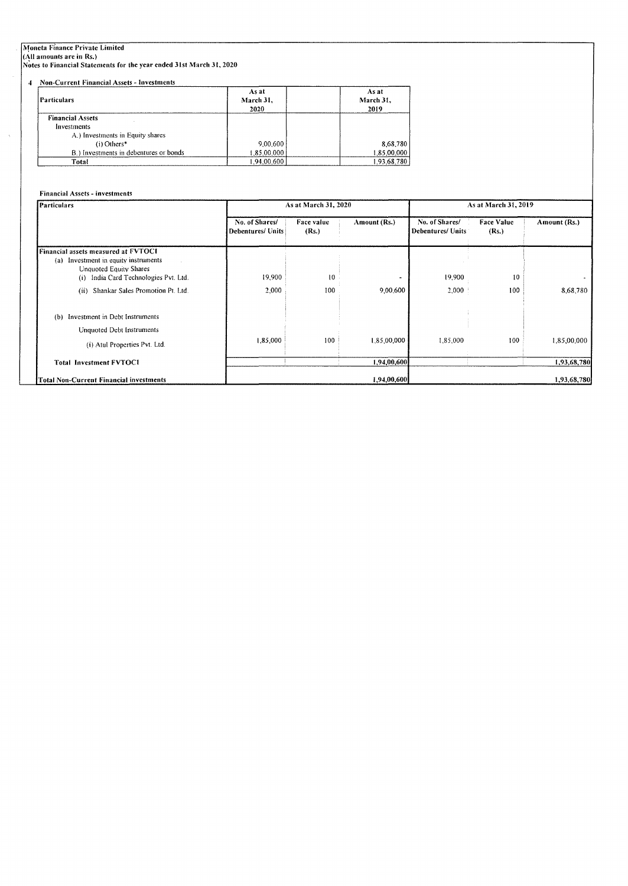**Moneta Finance Private Limited**
**(All amounts are in Rs.)**
**Notes to Financial Statements for the year ended 31st March 31, 2020**

**4 Non-Current Financial Assets - Investments**

| Particulars | As at March 31, 2020 | | As at March 31, 2019 |
|---|---|---|---|
| **Financial Assets** | | | |
| Investments | | | |
| A.) Investments in Equity shares | | | |
| (i) Others* | 9,00,600 | | 8,68,780 |
| B.) Investments in debentures or bonds | 1,85,00,000 | | 1,85,00,000 |
| **Total** | 1,94,00,600 | | 1,93,68,780 |

**Financial Assets - investments**

| Particulars | As at March 31, 2020 | | | As at March 31, 2019 | | |
|---|---|---|---|---|---|---|
| | No. of Shares/ Debentures/ Units | Face value (Rs.) | Amount (Rs.) | No. of Shares/ Debentures/ Units | Face Value (Rs.) | Amount (Rs.) |
| **Financial assets measured at FVTOCI** | | | | | | |
| (a) Investment in equity instruments | | | | | | |
| Unquoted Equity Shares | | | | | | |
| (i) India Card Technologies Pvt. Ltd. | 19,900 | 10 | - | 19,900 | 10 | - |
| (ii) Shankar Sales Promotion Pt. Ltd. | 2,000 | 100 | 9,00,600 | 2,000 | 100 | 8,68,780 |
| (b) Investment in Debt Instruments | | | | | | |
| Unquoted Debt Instruments | | | | | | |
| (i) Atul Properties Pvt. Ltd. | 1,85,000 | 100 | 1,85,00,000 | 1,85,000 | 100 | 1,85,00,000 |
| **Total Investment FVTOCI** | | | 1,94,00,600 | | | 1,93,68,780 |
| **Total Non-Current Financial investments** | | | 1,94,00,600 | | | 1,93,68,780 |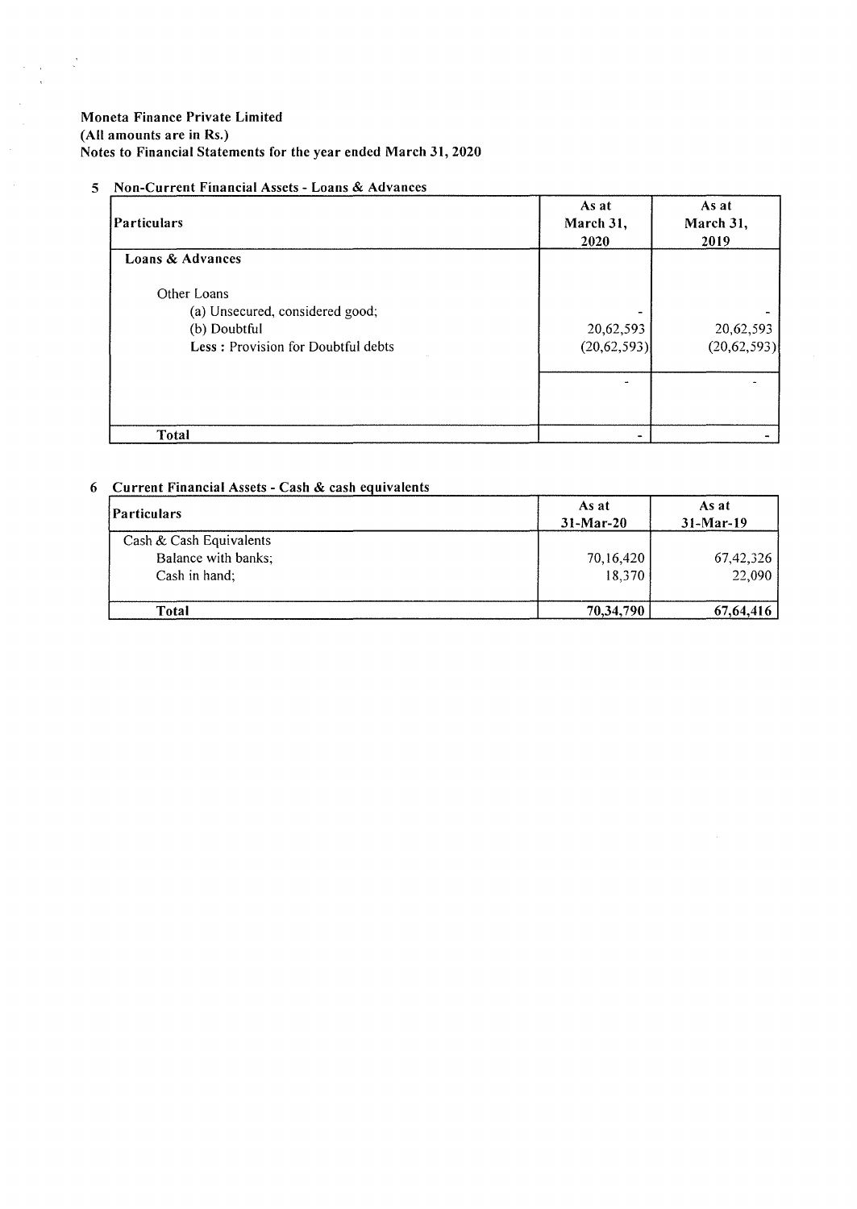**Moneta Finance Private Limited**
**(All amounts are in Rs.)**
**Notes to Financial Statements for the year ended March 31, 2020**

## 5 Non-Current Financial Assets - Loans & Advances

| Particulars | As at March 31, 2020 | As at March 31, 2019 |
|---|---|---|
| **Loans & Advances** | | |
| Other Loans | | |
| (a) Unsecured, considered good; | - | - |
| (b) Doubtful | 20,62,593 | 20,62,593 |
| **Less :** Provision for Doubtful debts | (20,62,593) | (20,62,593) |
| | - | - |
| **Total** | - | - |

## 6 Current Financial Assets - Cash & cash equivalents

| Particulars | As at 31-Mar-20 | As at 31-Mar-19 |
|---|---|---|
| Cash & Cash Equivalents | | |
| Balance with banks; | 70,16,420 | 67,42,326 |
| Cash in hand; | 18,370 | 22,090 |
| **Total** | **70,34,790** | **67,64,416** |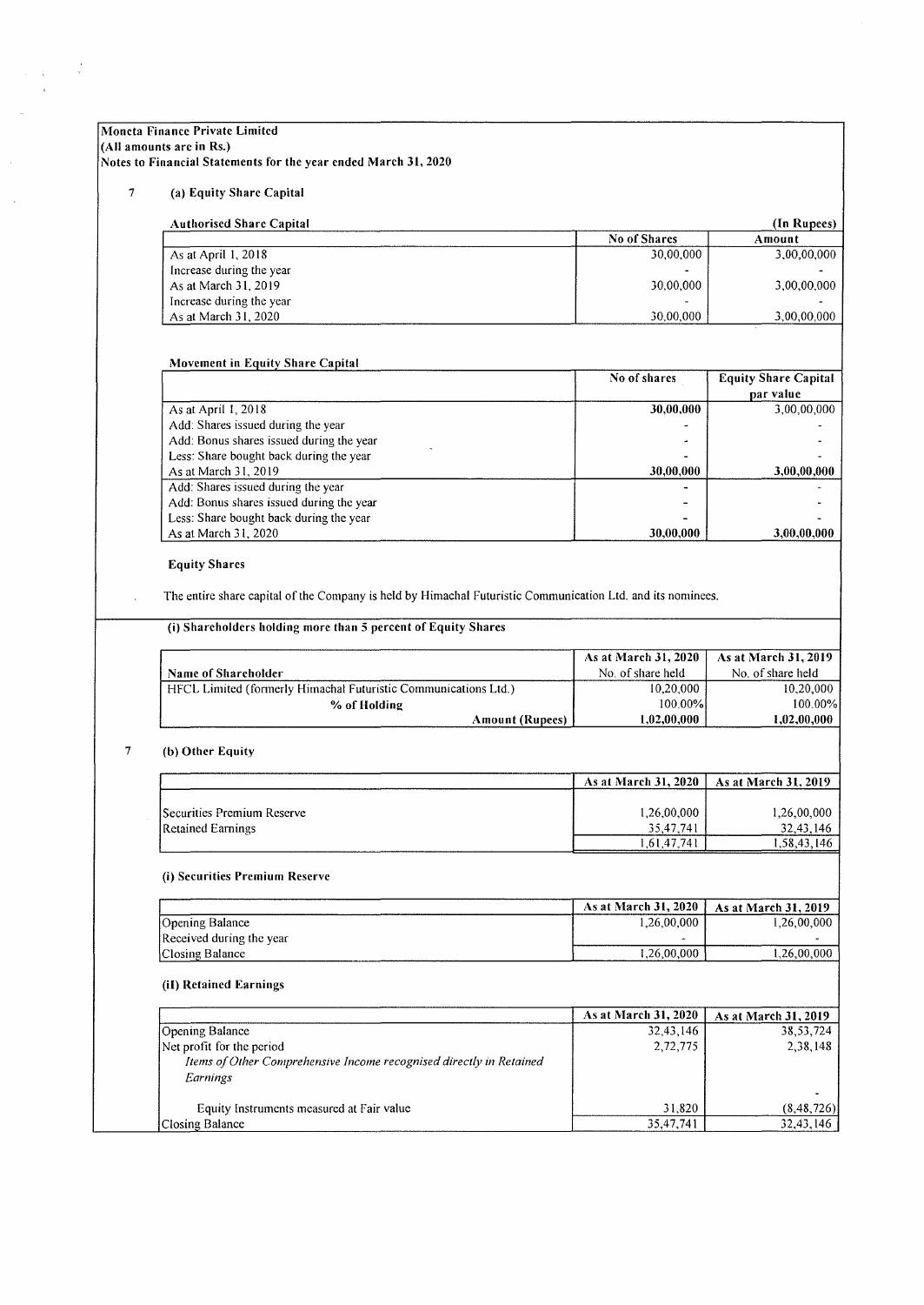**Moneta Finance Private Limited**
**(All amounts are in Rs.)**
**Notes to Financial Statements for the year ended March 31, 2020**

## 7 (a) Equity Share Capital

**Authorised Share Capital** (In Rupees)

| | No of Shares | Amount |
|---|---|---|
| As at April 1, 2018 | 30,00,000 | 3,00,00,000 |
| Increase during the year | - | - |
| As at March 31, 2019 | 30,00,000 | 3,00,00,000 |
| Increase during the year | - | - |
| As at March 31, 2020 | 30,00,000 | 3,00,00,000 |

**Movement in Equity Share Capital**

| | No of shares | Equity Share Capital par value |
|---|---|---|
| As at April 1, 2018 | **30,00,000** | 3,00,00,000 |
| Add: Shares issued during the year | - | - |
| Add: Bonus shares issued during the year | - | - |
| Less: Share bought back during the year | - | - |
| As at March 31, 2019 | **30,00,000** | **3,00,00,000** |
| Add: Shares issued during the year | - | - |
| Add: Bonus shares issued during the year | - | - |
| Less: Share bought back during the year | - | - |
| As at March 31, 2020 | **30,00,000** | **3,00,00,000** |

**Equity Shares**

The entire share capital of the Company is held by Himachal Futuristic Communication Ltd. and its nominees.

**(i) Shareholders holding more than 5 percent of Equity Shares**

| Name of Shareholder | As at March 31, 2020 No. of share held | As at March 31, 2019 No. of share held |
|---|---|---|
| HFCL Limited (formerly Himachal Futuristic Communications Ltd.) | 10,20,000 | 10,20,000 |
| % of Holding | 100.00% | 100.00% |
| Amount (Rupees) | 1,02,00,000 | 1,02,00,000 |

## 7 (b) Other Equity

| | As at March 31, 2020 | As at March 31, 2019 |
|---|---|---|
| Securities Premium Reserve | 1,26,00,000 | 1,26,00,000 |
| Retained Earnings | 35,47,741 | 32,43,146 |
| | 1,61,47,741 | 1,58,43,146 |

**(i) Securities Premium Reserve**

| | As at March 31, 2020 | As at March 31, 2019 |
|---|---|---|
| Opening Balance | 1,26,00,000 | 1,26,00,000 |
| Received during the year | - | - |
| Closing Balance | 1,26,00,000 | 1,26,00,000 |

**(ii) Retained Earnings**

| | As at March 31, 2020 | As at March 31, 2019 |
|---|---|---|
| Opening Balance | 32,43,146 | 38,53,724 |
| Net profit for the period | 2,72,775 | 2,38,148 |
| *Items of Other Comprehensive Income recognised directly in Retained Earnings* | | - |
| Equity Instruments measured at Fair value | 31,820 | (8,48,726) |
| Closing Balance | 35,47,741 | 32,43,146 |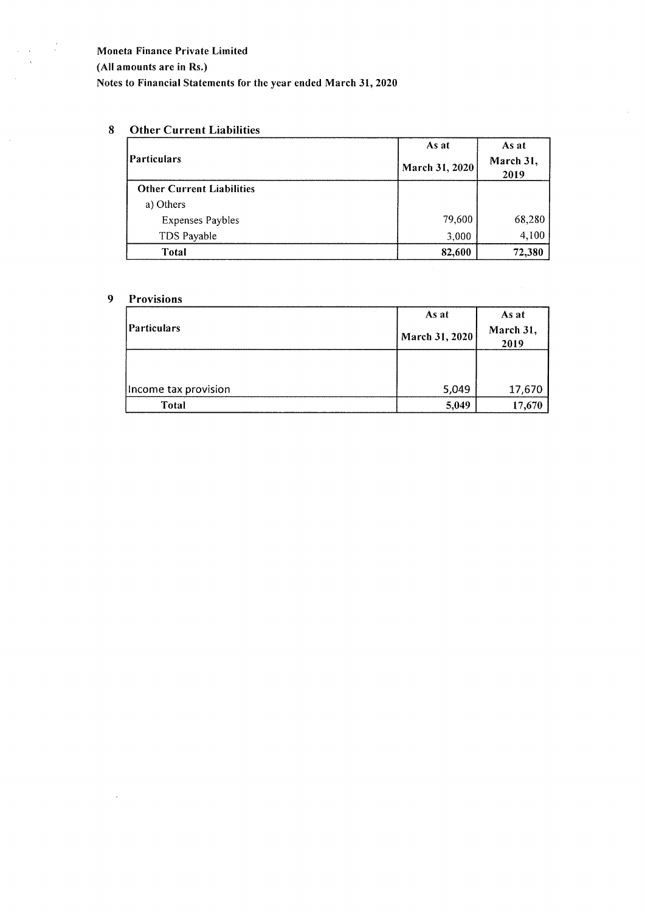**Moneta Finance Private Limited**

**(All amounts are in Rs.)**

**Notes to Financial Statements for the year ended March 31, 2020**

## 8 Other Current Liabilities

| Particulars | As at March 31, 2020 | As at March 31, 2019 |
|---|---|---|
| **Other Current Liabilities** | | |
| a) Others | | |
| Expenses Paybles | 79,600 | 68,280 |
| TDS Payable | 3,000 | 4,100 |
| **Total** | **82,600** | **72,380** |

## 9 Provisions

| Particulars | As at March 31, 2020 | As at March 31, 2019 |
|---|---|---|
| Income tax provision | 5,049 | 17,670 |
| **Total** | **5,049** | **17,670** |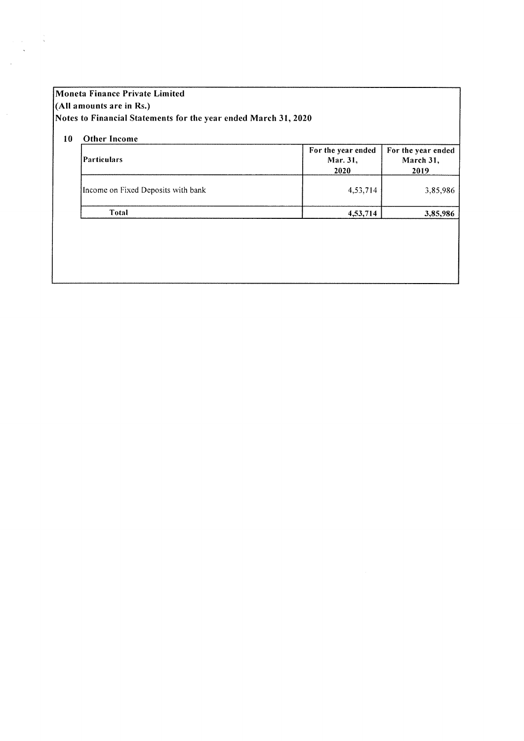**Moneta Finance Private Limited**

**(All amounts are in Rs.)**

**Notes to Financial Statements for the year ended March 31, 2020**

**10 Other Income**

| Particulars | For the year ended Mar. 31, 2020 | For the year ended March 31, 2019 |
|---|---|---|
| Income on Fixed Deposits with bank | 4,53,714 | 3,85,986 |
| **Total** | **4,53,714** | **3,85,986** |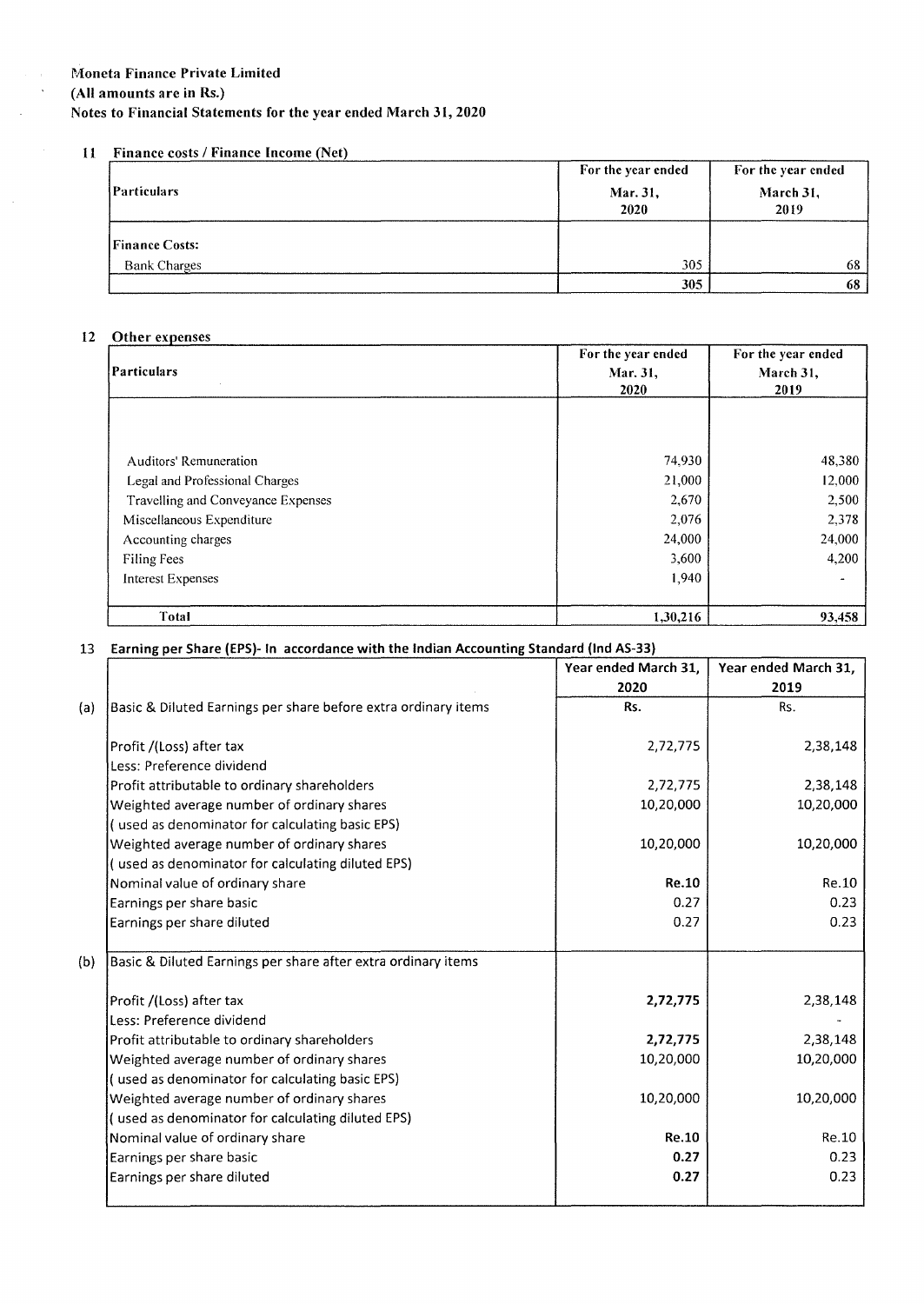**Moneta Finance Private Limited**
**(All amounts are in Rs.)**
**Notes to Financial Statements for the year ended March 31, 2020**

## 11 Finance costs / Finance Income (Net)

| Particulars | For the year ended Mar. 31, 2020 | For the year ended March 31, 2019 |
|---|---|---|
| **Finance Costs:** | | |
| Bank Charges | 305 | 68 |
| | 305 | 68 |

## 12 Other expenses

| Particulars | For the year ended Mar. 31, 2020 | For the year ended March 31, 2019 |
|---|---|---|
| Auditors' Remuneration | 74,930 | 48,380 |
| Legal and Professional Charges | 21,000 | 12,000 |
| Travelling and Conveyance Expenses | 2,670 | 2,500 |
| Miscellaneous Expenditure | 2,076 | 2,378 |
| Accounting charges | 24,000 | 24,000 |
| Filing Fees | 3,600 | 4,200 |
| Interest Expenses | 1,940 | - |
| **Total** | 1,30,216 | 93,458 |

## 13 Earning per Share (EPS)- In accordance with the Indian Accounting Standard (Ind AS-33)

| | | Year ended March 31, 2020 | Year ended March 31, 2019 |
|---|---|---|---|
| (a) | Basic & Diluted Earnings per share before extra ordinary items | Rs. | Rs. |
| | Profit /(Loss) after tax | 2,72,775 | 2,38,148 |
| | Less: Preference dividend | | |
| | Profit attributable to ordinary shareholders | 2,72,775 | 2,38,148 |
| | Weighted average number of ordinary shares ( used as denominator for calculating basic EPS) | 10,20,000 | 10,20,000 |
| | Weighted average number of ordinary shares ( used as denominator for calculating diluted EPS) | 10,20,000 | 10,20,000 |
| | Nominal value of ordinary share | **Re.10** | Re.10 |
| | Earnings per share basic | 0.27 | 0.23 |
| | Earnings per share diluted | 0.27 | 0.23 |
| (b) | Basic & Diluted Earnings per share after extra ordinary items | | |
| | Profit /(Loss) after tax | **2,72,775** | 2,38,148 |
| | Less: Preference dividend | | - |
| | Profit attributable to ordinary shareholders | **2,72,775** | 2,38,148 |
| | Weighted average number of ordinary shares ( used as denominator for calculating basic EPS) | 10,20,000 | 10,20,000 |
| | Weighted average number of ordinary shares ( used as denominator for calculating diluted EPS) | 10,20,000 | 10,20,000 |
| | Nominal value of ordinary share | **Re.10** | Re.10 |
| | Earnings per share basic | **0.27** | 0.23 |
| | Earnings per share diluted | **0.27** | 0.23 |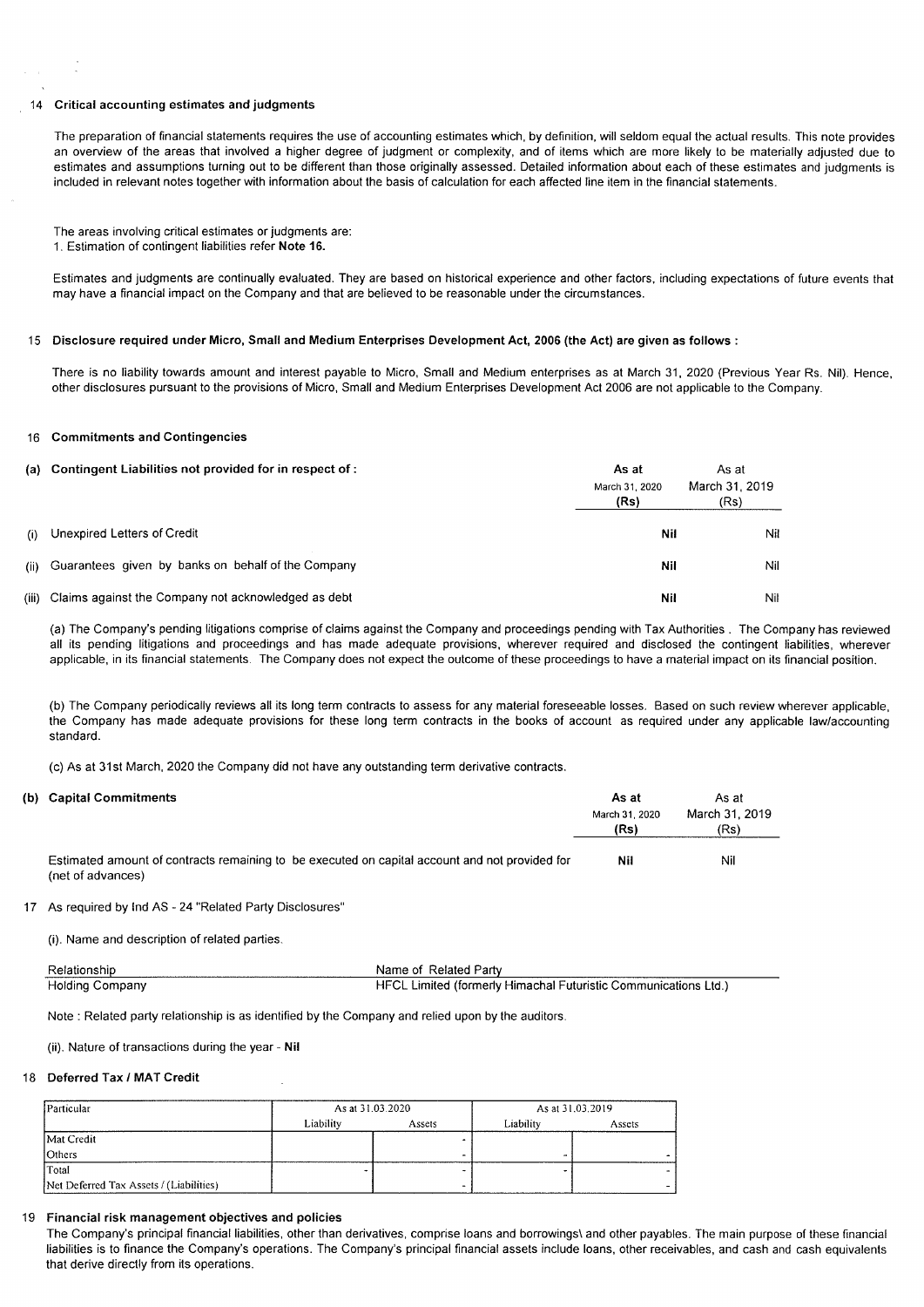## 14 Critical accounting estimates and judgments

The preparation of financial statements requires the use of accounting estimates which, by definition, will seldom equal the actual results. This note provides an overview of the areas that involved a higher degree of judgment or complexity, and of items which are more likely to be materially adjusted due to estimates and assumptions turning out to be different than those originally assessed. Detailed information about each of these estimates and judgments is included in relevant notes together with information about the basis of calculation for each affected line item in the financial statements.

The areas involving critical estimates or judgments are:
1. Estimation of contingent liabilities refer **Note 16.**

Estimates and judgments are continually evaluated. They are based on historical experience and other factors, including expectations of future events that may have a financial impact on the Company and that are believed to be reasonable under the circumstances.

## 15 Disclosure required under Micro, Small and Medium Enterprises Development Act, 2006 (the Act) are given as follows :

There is no liability towards amount and interest payable to Micro, Small and Medium enterprises as at March 31, 2020 (Previous Year Rs. Nil). Hence, other disclosures pursuant to the provisions of Micro, Small and Medium Enterprises Development Act 2006 are not applicable to the Company.

## 16 Commitments and Contingencies

| (a) Contingent Liabilities not provided for in respect of : | **As at March 31, 2020 (Rs)** | As at March 31, 2019 (Rs) |
|---|---|---|
| (i) Unexpired Letters of Credit | **Nil** | Nil |
| (ii) Guarantees given by banks on behalf of the Company | **Nil** | Nil |
| (iii) Claims against the Company not acknowledged as debt | **Nil** | Nil |

(a) The Company's pending litigations comprise of claims against the Company and proceedings pending with Tax Authorities . The Company has reviewed all its pending litigations and proceedings and has made adequate provisions, wherever required and disclosed the contingent liabilities, wherever applicable, in its financial statements. The Company does not expect the outcome of these proceedings to have a material impact on its financial position.

(b) The Company periodically reviews all its long term contracts to assess for any material foreseeable losses. Based on such review wherever applicable, the Company has made adequate provisions for these long term contracts in the books of account as required under any applicable law/accounting standard.

(c) As at 31st March, 2020 the Company did not have any outstanding term derivative contracts.

| (b) Capital Commitments | **As at March 31, 2020 (Rs)** | As at March 31, 2019 (Rs) |
|---|---|---|
| Estimated amount of contracts remaining to be executed on capital account and not provided for (net of advances) | **Nil** | Nil |

## 17 As required by Ind AS - 24 "Related Party Disclosures"

(i). Name and description of related parties.

| Relationship | Name of Related Party |
|---|---|
| Holding Company | HFCL Limited (formerly Himachal Futuristic Communications Ltd.) |

Note : Related party relationship is as identified by the Company and relied upon by the auditors.

(ii). Nature of transactions during the year - **Nil**

## 18 Deferred Tax / MAT Credit

| Particular | As at 31.03.2020 | | As at 31.03.2019 | |
|---|---|---|---|---|
| | Liability | Assets | Liability | Assets |
| Mat Credit | | - | | |
| Others | | - | - | - |
| Total | - | - | - | - |
| Net Deferred Tax Assets / (Liabilities) | | - | | - |

## 19 Financial risk management objectives and policies

The Company's principal financial liabilities, other than derivatives, comprise loans and borrowings\ and other payables. The main purpose of these financial liabilities is to finance the Company's operations. The Company's principal financial assets include loans, other receivables, and cash and cash equivalents that derive directly from its operations.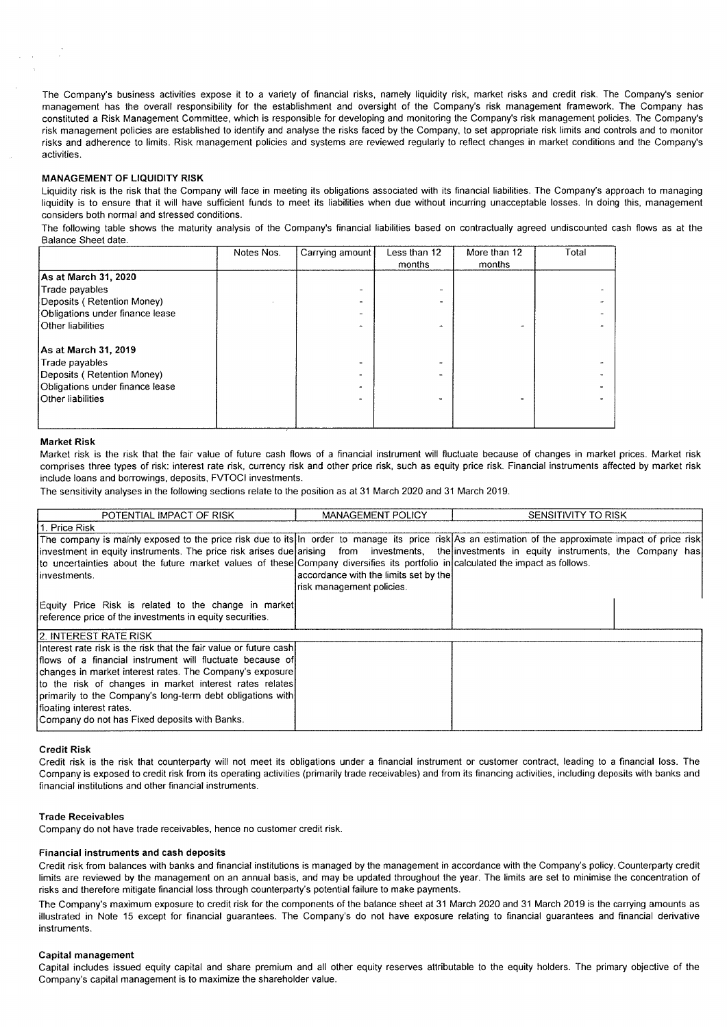The Company's business activities expose it to a variety of financial risks, namely liquidity risk, market risks and credit risk. The Company's senior management has the overall responsibility for the establishment and oversight of the Company's risk management framework. The Company has constituted a Risk Management Committee, which is responsible for developing and monitoring the Company's risk management policies. The Company's risk management policies are established to identify and analyse the risks faced by the Company, to set appropriate risk limits and controls and to monitor risks and adherence to limits. Risk management policies and systems are reviewed regularly to reflect changes in market conditions and the Company's activities.

**MANAGEMENT OF LIQUIDITY RISK**

Liquidity risk is the risk that the Company will face in meeting its obligations associated with its financial liabilities. The Company's approach to managing liquidity is to ensure that it will have sufficient funds to meet its liabilities when due without incurring unacceptable losses. In doing this, management considers both normal and stressed conditions.

The following table shows the maturity analysis of the Company's financial liabilities based on contractually agreed undiscounted cash flows as at the Balance Sheet date.

| | Notes Nos. | Carrying amount | Less than 12 months | More than 12 months | Total |
|---|---|---|---|---|---|
| **As at March 31, 2020** | | | | | |
| Trade payables | | - | - | | - |
| Deposits ( Retention Money) | | - | - | | - |
| Obligations under finance lease | | - | | | - |
| Other liabilities | | - | - | - | - |
| **As at March 31, 2019** | | | | | |
| Trade payables | | - | - | | - |
| Deposits ( Retention Money) | | - | - | | - |
| Obligations under finance lease | | - | | | - |
| Other liabilities | | - | - | - | - |

**Market Risk**

Market risk is the risk that the fair value of future cash flows of a financial instrument will fluctuate because of changes in market prices. Market risk comprises three types of risk: interest rate risk, currency risk and other price risk, such as equity price risk. Financial instruments affected by market risk include loans and borrowings, deposits, FVTOCI investments.

The sensitivity analyses in the following sections relate to the position as at 31 March 2020 and 31 March 2019.

| POTENTIAL IMPACT OF RISK | MANAGEMENT POLICY | SENSITIVITY TO RISK |
|---|---|---|
| 1. Price Risk | | |
| The company is mainly exposed to the price risk due to its investment in equity instruments. The price risk arises due to uncertainties about the future market values of these investments. | In order to manage its price risk arising from investments, the Company diversifies its portfolio in accordance with the limits set by the risk management policies. | As an estimation of the approximate impact of price risk investments in equity instruments, the Company has calculated the impact as follows. |
| Equity Price Risk is related to the change in market reference price of the investments in equity securities. | | |
| 2. INTEREST RATE RISK | | |
| Interest rate risk is the risk that the fair value or future cash flows of a financial instrument will fluctuate because of changes in market interest rates. The Company's exposure to the risk of changes in market interest rates relates primarily to the Company's long-term debt obligations with floating interest rates.<br>Company do not has Fixed deposits with Banks. | | |

**Credit Risk**

Credit risk is the risk that counterparty will not meet its obligations under a financial instrument or customer contract, leading to a financial loss. The Company is exposed to credit risk from its operating activities (primarily trade receivables) and from its financing activities, including deposits with banks and financial institutions and other financial instruments.

**Trade Receivables**

Company do not have trade receivables, hence no customer credit risk.

**Financial instruments and cash deposits**

Credit risk from balances with banks and financial institutions is managed by the management in accordance with the Company's policy. Counterparty credit limits are reviewed by the management on an annual basis, and may be updated throughout the year. The limits are set to minimise the concentration of risks and therefore mitigate financial loss through counterparty's potential failure to make payments.

The Company's maximum exposure to credit risk for the components of the balance sheet at 31 March 2020 and 31 March 2019 is the carrying amounts as illustrated in Note 15 except for financial guarantees. The Company's do not have exposure relating to financial guarantees and financial derivative instruments.

**Capital management**

Capital includes issued equity capital and share premium and all other equity reserves attributable to the equity holders. The primary objective of the Company's capital management is to maximize the shareholder value.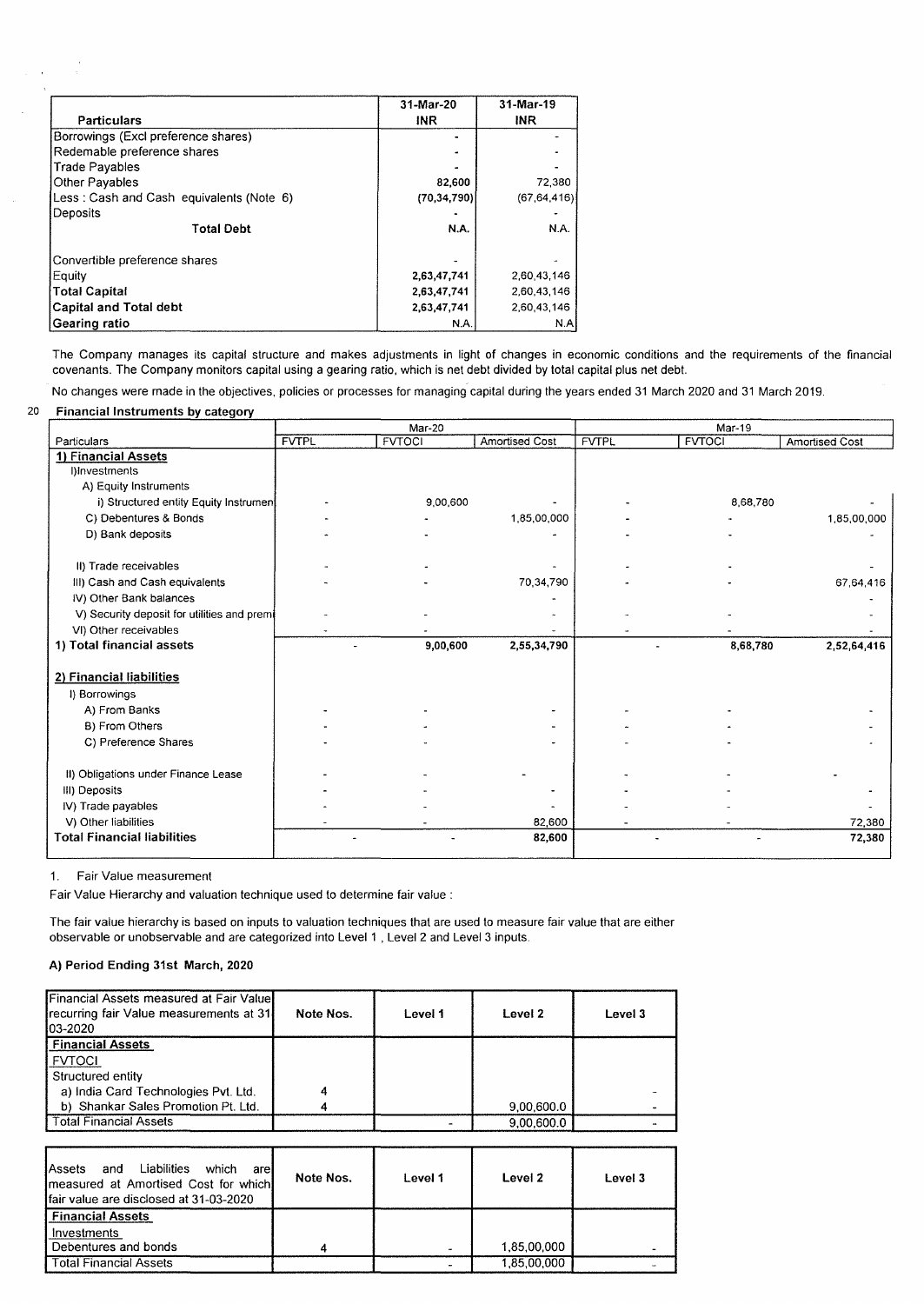| Particulars | 31-Mar-20 INR | 31-Mar-19 INR |
|---|---|---|
| Borrowings (Excl preference shares) | - | - |
| Redemable preference shares | - | - |
| Trade Payables | - | - |
| Other Payables | 82,600 | 72,380 |
| Less : Cash and Cash equivalents (Note 6) | (70,34,790) | (67,64,416) |
| Deposits | - | - |
| **Total Debt** | N.A. | N.A. |
| Convertible preference shares | - | - |
| Equity | 2,63,47,741 | 2,60,43,146 |
| **Total Capital** | 2,63,47,741 | 2,60,43,146 |
| **Capital and Total debt** | 2,63,47,741 | 2,60,43,146 |
| **Gearing ratio** | N.A. | N.A |

The Company manages its capital structure and makes adjustments in light of changes in economic conditions and the requirements of the financial covenants. The Company monitors capital using a gearing ratio, which is net debt divided by total capital plus net debt.

No changes were made in the objectives, policies or processes for managing capital during the years ended 31 March 2020 and 31 March 2019.

20 **Financial Instruments by category**

| Particulars | Mar-20 | | | Mar-19 | | |
|---|---|---|---|---|---|---|
| | FVTPL | FVTOCI | Amortised Cost | FVTPL | FVTOCI | Amortised Cost |
| **1) Financial Assets** | | | | | | |
| I)Investments | | | | | | |
| A) Equity Instruments | | | | | | |
| i) Structured entity Equity Instrumen | - | 9,00,600 | - | - | 8,68,780 | - |
| C) Debentures & Bonds | - | - | 1,85,00,000 | - | - | 1,85,00,000 |
| D) Bank deposits | - | - | - | - | - | - |
| II) Trade receivables | - | - | - | - | - | - |
| III) Cash and Cash equivalents | - | - | 70,34,790 | - | - | 67,64,416 |
| IV) Other Bank balances | | | - | | | - |
| V) Security deposit for utilities and premi | - | - | - | - | - | - |
| VI) Other receivables | - | - | - | - | - | - |
| **1) Total financial assets** | - | 9,00,600 | 2,55,34,790 | - | 8,68,780 | 2,52,64,416 |
| **2) Financial liabilities** | | | | | | |
| I) Borrowings | | | | | | |
| A) From Banks | - | - | - | - | - | - |
| B) From Others | - | - | - | - | - | - |
| C) Preference Shares | - | - | - | - | - | - |
| II) Obligations under Finance Lease | - | - | - | - | - | - |
| III) Deposits | - | - | - | - | - | - |
| IV) Trade payables | - | - | - | - | - | - |
| V) Other liabilities | - | - | 82,600 | - | - | 72,380 |
| **Total Financial liabilities** | - | - | 82,600 | - | - | 72,380 |

1. Fair Value measurement

Fair Value Hierarchy and valuation technique used to determine fair value :

The fair value hierarchy is based on inputs to valuation techniques that are used to measure fair value that are either observable or unobservable and are categorized into Level 1 , Level 2 and Level 3 inputs.

**A) Period Ending 31st March, 2020**

| Financial Assets measured at Fair Value recurring fair Value measurements at 31-03-2020 | Note Nos. | Level 1 | Level 2 | Level 3 |
|---|---|---|---|---|
| **Financial Assets** | | | | |
| FVTOCI | | | | |
| Structured entity | | | | |
| a) India Card Technologies Pvt. Ltd. | 4 | | | - |
| b) Shankar Sales Promotion Pt. Ltd. | 4 | | 9,00,600.0 | - |
| Total Financial Assets | | - | 9,00,600.0 | - |

| Assets and Liabilities which are measured at Amortised Cost for which fair value are disclosed at 31-03-2020 | Note Nos. | Level 1 | Level 2 | Level 3 |
|---|---|---|---|---|
| **Financial Assets** | | | | |
| Investments | | | | |
| Debentures and bonds | 4 | - | 1,85,00,000 | - |
| Total Financial Assets | | - | 1,85,00,000 | - |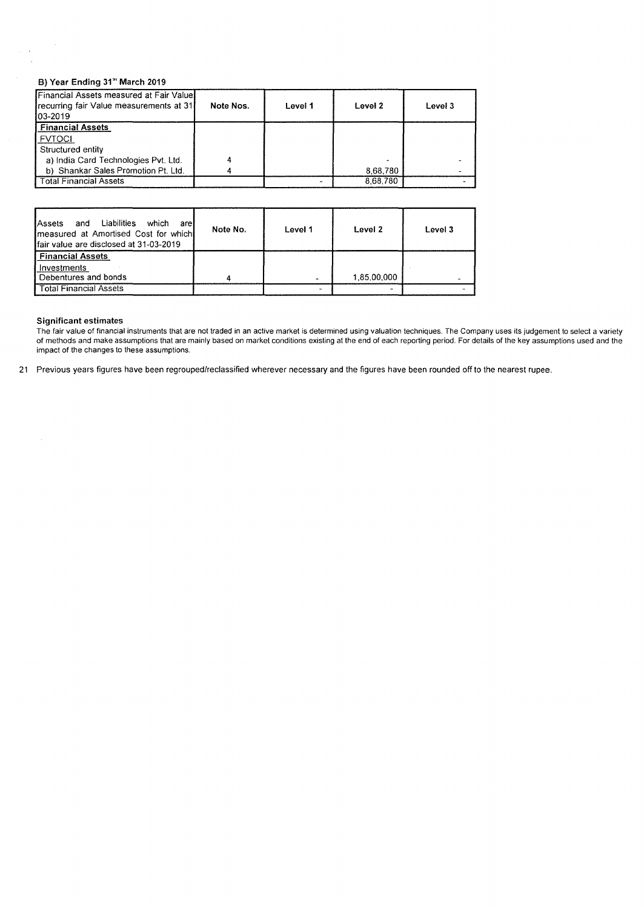### B) Year Ending 31st March 2019

| Financial Assets measured at Fair Value recurring fair Value measurements at 31 03-2019 | Note Nos. | Level 1 | Level 2 | Level 3 |
|---|---|---|---|---|
| **Financial Assets** | | | | |
| FVTOCI | | | | |
| Structured entity | | | | |
| a) India Card Technologies Pvt. Ltd. | 4 | | - | - |
| b) Shankar Sales Promotion Pt. Ltd. | 4 | | 8,68,780 | - |
| Total Financial Assets | | - | 8,68,780 | - |

| Assets and Liabilities which are measured at Amortised Cost for which fair value are disclosed at 31-03-2019 | Note No. | Level 1 | Level 2 | Level 3 |
|---|---|---|---|---|
| **Financial Assets** | | | | |
| Investments | | | | |
| Debentures and bonds | 4 | - | 1,85,00,000 | - |
| Total Financial Assets | | - | - | - |

**Significant estimates**

The fair value of financial instruments that are not traded in an active market is determined using valuation techniques. The Company uses its judgement to select a variety of methods and make assumptions that are mainly based on market conditions existing at the end of each reporting period. For details of the key assumptions used and the impact of the changes to these assumptions.

21 Previous years figures have been regrouped/reclassified wherever necessary and the figures have been rounded off to the nearest rupee.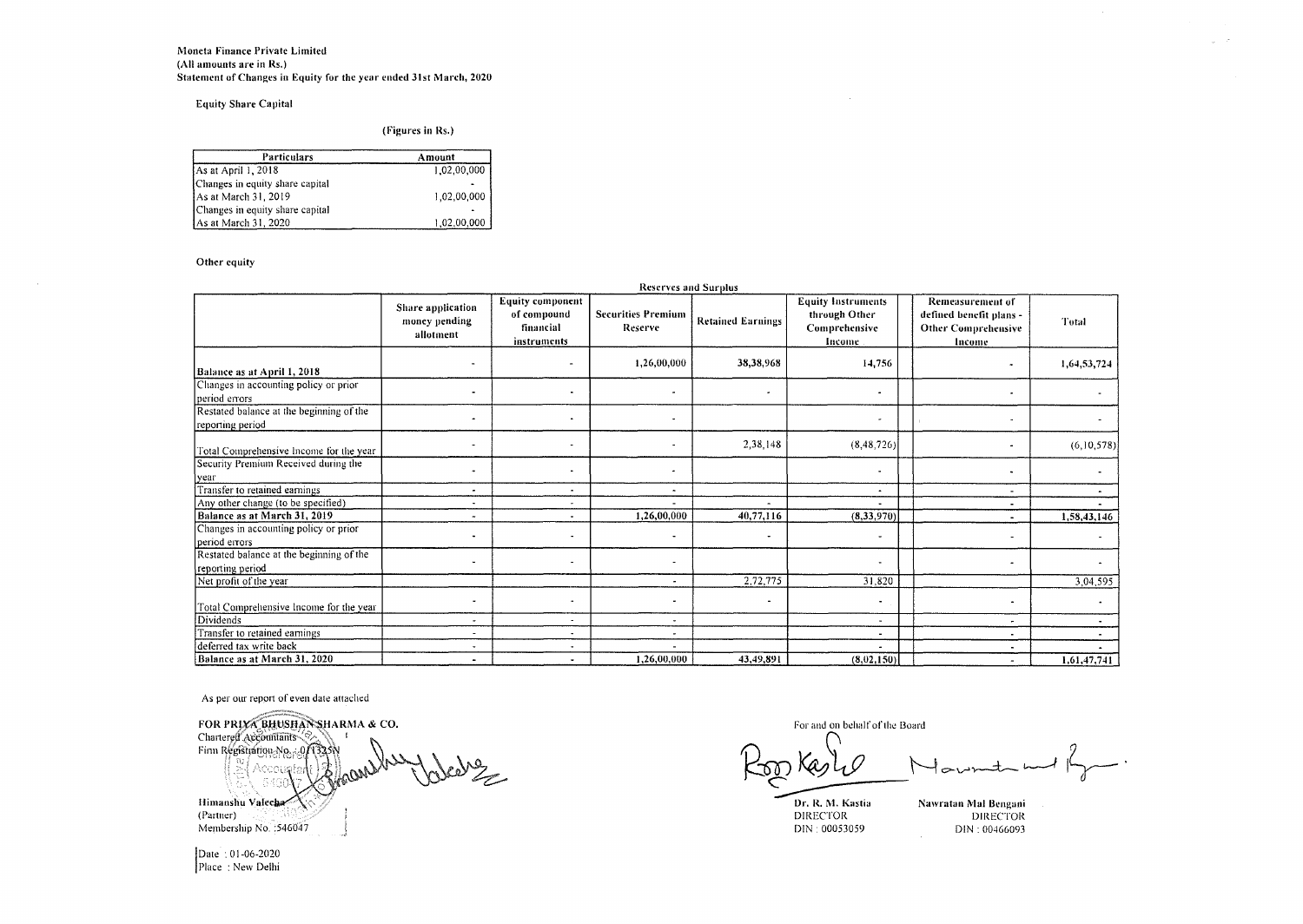Moneta Finance Private Limited
(All amounts are in Rs.)
Statement of Changes in Equity for the year ended 31st March, 2020

**Equity Share Capital**

(Figures in Rs.)

| Particulars | Amount |
|---|---|
| As at April 1, 2018 | 1,02,00,000 |
| Changes in equity share capital | - |
| As at March 31, 2019 | 1,02,00,000 |
| Changes in equity share capital | - |
| As at March 31, 2020 | 1,02,00,000 |

**Other equity**

| | Share application money pending allotment | Equity component of compound financial instruments | Reserves and Surplus | | Equity Instruments through Other Comprehensive Income | Remeasurement of defined benefit plans - Other Comprehensive Income | Total |
|---|---|---|---|---|---|---|---|
| | | | Securities Premium Reserve | Retained Earnings | | | |
| **Balance as at April 1, 2018** | - | - | 1,26,00,000 | 38,38,968 | 14,756 | - | 1,64,53,724 |
| Changes in accounting policy or prior period errors | - | - | - | - | - | - | - |
| Restated balance at the beginning of the reporting period | - | - | - | | - | - | - |
| Total Comprehensive Income for the year | - | - | - | 2,38,148 | (8,48,726) | - | (6,10,578) |
| Security Premium Received during the year | - | - | - | | - | - | - |
| Transfer to retained earnings | - | - | - | | - | - | - |
| Any other change (to be specified) | - | - | - | - | - | - | - |
| **Balance as at March 31, 2019** | - | - | 1,26,00,000 | 40,77,116 | (8,33,970) | - | 1,58,43,146 |
| Changes in accounting policy or prior period errors | - | - | - | - | - | - | - |
| Restated balance at the beginning of the reporting period | - | - | - | | - | - | - |
| Net profit of the year | | | - | 2,72,775 | 31,820 | | 3,04,595 |
| Total Comprehensive Income for the year | - | - | - | - | - | - | - |
| Dividends | - | - | - | | - | - | - |
| Transfer to retained earnings | - | - | - | | - | - | - |
| deferred tax write back | - | - | - | | - | - | - |
| **Balance as at March 31, 2020** | - | - | 1,26,00,000 | 43,49,891 | (8,02,150) | - | 1,61,47,741 |

As per our report of even date attached

**FOR PRIYA BHUSHAN SHARMA & CO.**
Chartered Accountants
Firm Registration No.: 011325N

**Himanshu Valecha**
(Partner)
Membership No. :546047

Date : 01-06-2020
Place : New Delhi

For and on behalf of the Board

**Dr. R. M. Kastia**
DIRECTOR
DIN : 00053059

**Nawratan Mal Bengani**
DIRECTOR
DIN : 00466093